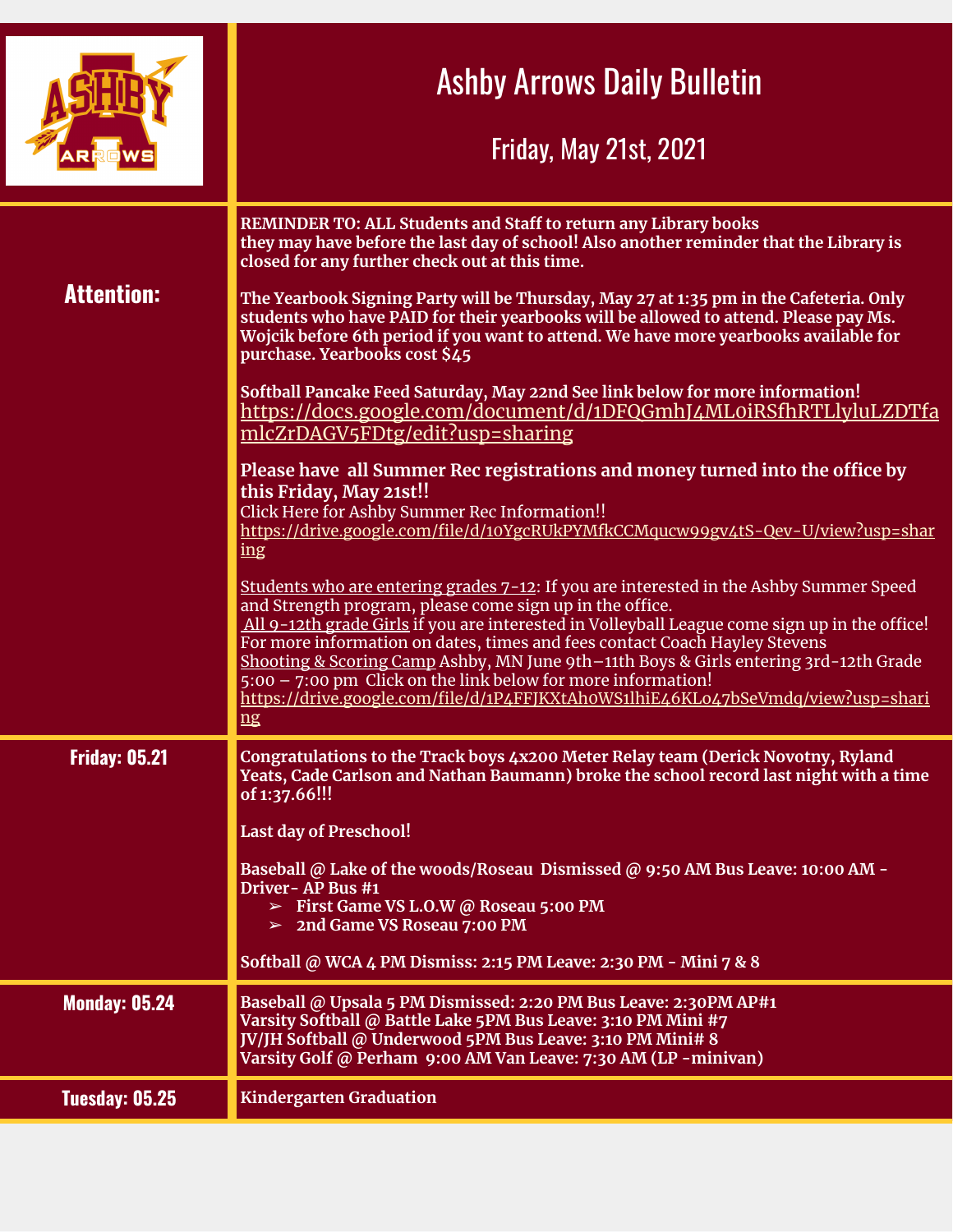# Ashby Arrows Daily Bulletin

## Friday, May 21st, 2021

| | |
|---|---|
| **Attention:** | **REMINDER TO: ALL Students and Staff to return any Library books they may have before the last day of school! Also another reminder that the Library is closed for any further check out at this time.**<br><br>**The Yearbook Signing Party will be Thursday, May 27 at 1:35 pm in the Cafeteria. Only students who have PAID for their yearbooks will be allowed to attend. Please pay Ms. Wojcik before 6th period if you want to attend. We have more yearbooks available for purchase. Yearbooks cost $45**<br><br>**Softball Pancake Feed Saturday, May 22nd See link below for more information!**<br>https://docs.google.com/document/d/1DFQGmhJ4ML0iRSfhRTLlyluLZDTfamlcZrDAGV5FDtg/edit?usp=sharing<br><br>**Please have all Summer Rec registrations and money turned into the office by this Friday, May 21st!!**<br>Click Here for Ashby Summer Rec Information!!<br>https://drive.google.com/file/d/10YgcRUkPYMfkCCMqucw99gv4tS-Qev-U/view?usp=sharing<br><br>Students who are entering grades 7-12: If you are interested in the Ashby Summer Speed and Strength program, please come sign up in the office.<br>All 9-12th grade Girls if you are interested in Volleyball League come sign up in the office! For more information on dates, times and fees contact Coach Hayley Stevens<br>Shooting & Scoring Camp Ashby, MN June 9th–11th Boys & Girls entering 3rd-12th Grade 5:00 – 7:00 pm Click on the link below for more information!<br>https://drive.google.com/file/d/1P4FFJKXtAh0WS1lhiE46KLo47bSeVmdq/view?usp=sharing |
| **Friday: 05.21** | **Congratulations to the Track boys 4x200 Meter Relay team (Derick Novotny, Ryland Yeats, Cade Carlson and Nathan Baumann) broke the school record last night with a time of 1:37.66!!!**<br><br>**Last day of Preschool!**<br><br>**Baseball @ Lake of the woods/Roseau Dismissed @ 9:50 AM Bus Leave: 10:00 AM - Driver- AP Bus #1**<br>➢ **First Game VS L.O.W @ Roseau 5:00 PM**<br>➢ **2nd Game VS Roseau 7:00 PM**<br><br>**Softball @ WCA 4 PM Dismiss: 2:15 PM Leave: 2:30 PM - Mini 7 & 8** |
| **Monday: 05.24** | **Baseball @ Upsala 5 PM Dismissed: 2:20 PM Bus Leave: 2:30PM AP#1**<br>**Varsity Softball @ Battle Lake 5PM Bus Leave: 3:10 PM Mini #7**<br>**JV/JH Softball @ Underwood 5PM Bus Leave: 3:10 PM Mini# 8**<br>**Varsity Golf @ Perham 9:00 AM Van Leave: 7:30 AM (LP -minivan)** |
| **Tuesday: 05.25** | **Kindergarten Graduation** |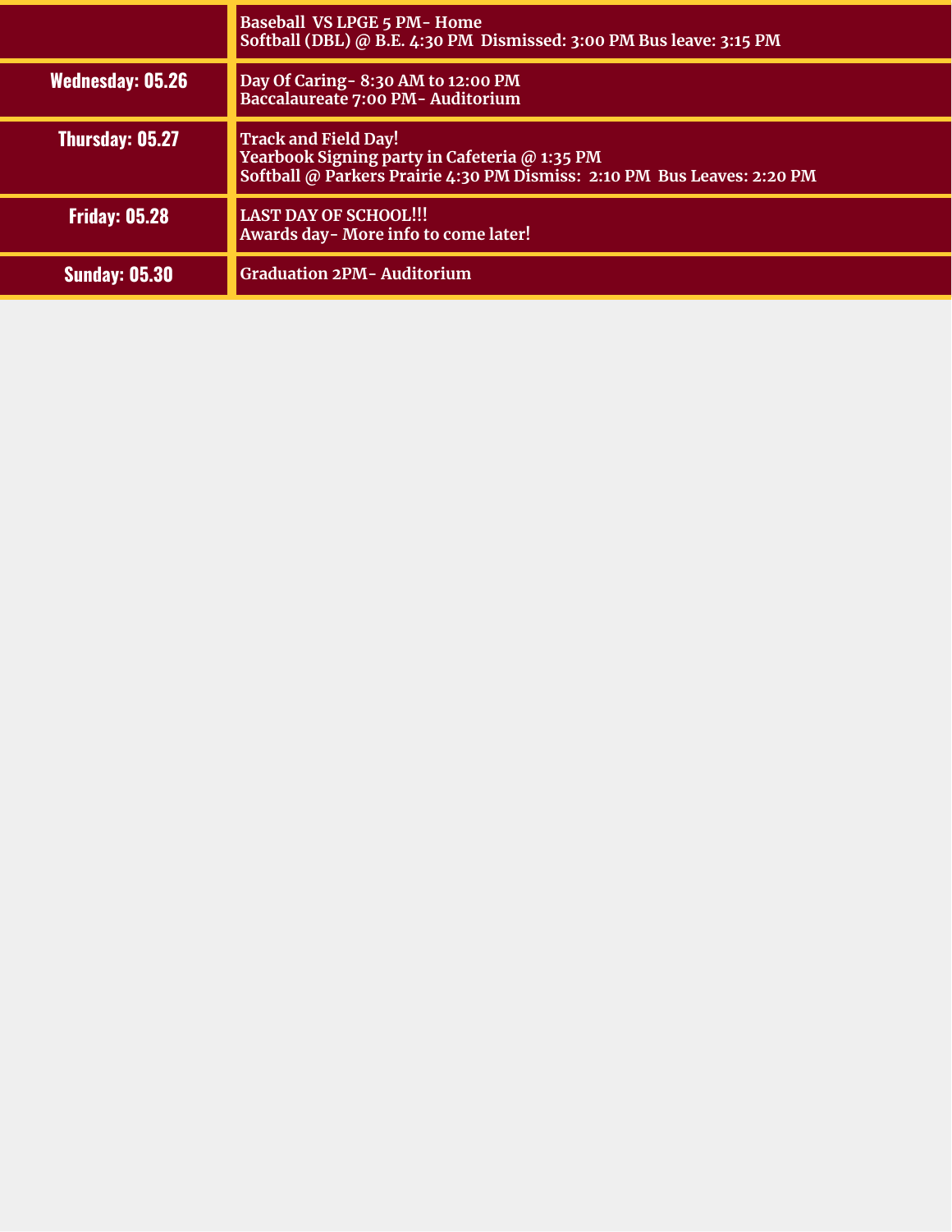| | |
|---|---|
| | **Baseball VS LPGE 5 PM- Home**<br>**Softball (DBL) @ B.E. 4:30 PM Dismissed: 3:00 PM Bus leave: 3:15 PM** |
| **Wednesday: 05.26** | **Day Of Caring- 8:30 AM to 12:00 PM**<br>**Baccalaureate 7:00 PM- Auditorium** |
| **Thursday: 05.27** | **Track and Field Day!**<br>**Yearbook Signing party in Cafeteria @ 1:35 PM**<br>**Softball @ Parkers Prairie 4:30 PM Dismiss: 2:10 PM Bus Leaves: 2:20 PM** |
| **Friday: 05.28** | **LAST DAY OF SCHOOL!!!**<br>**Awards day- More info to come later!** |
| **Sunday: 05.30** | **Graduation 2PM- Auditorium** |